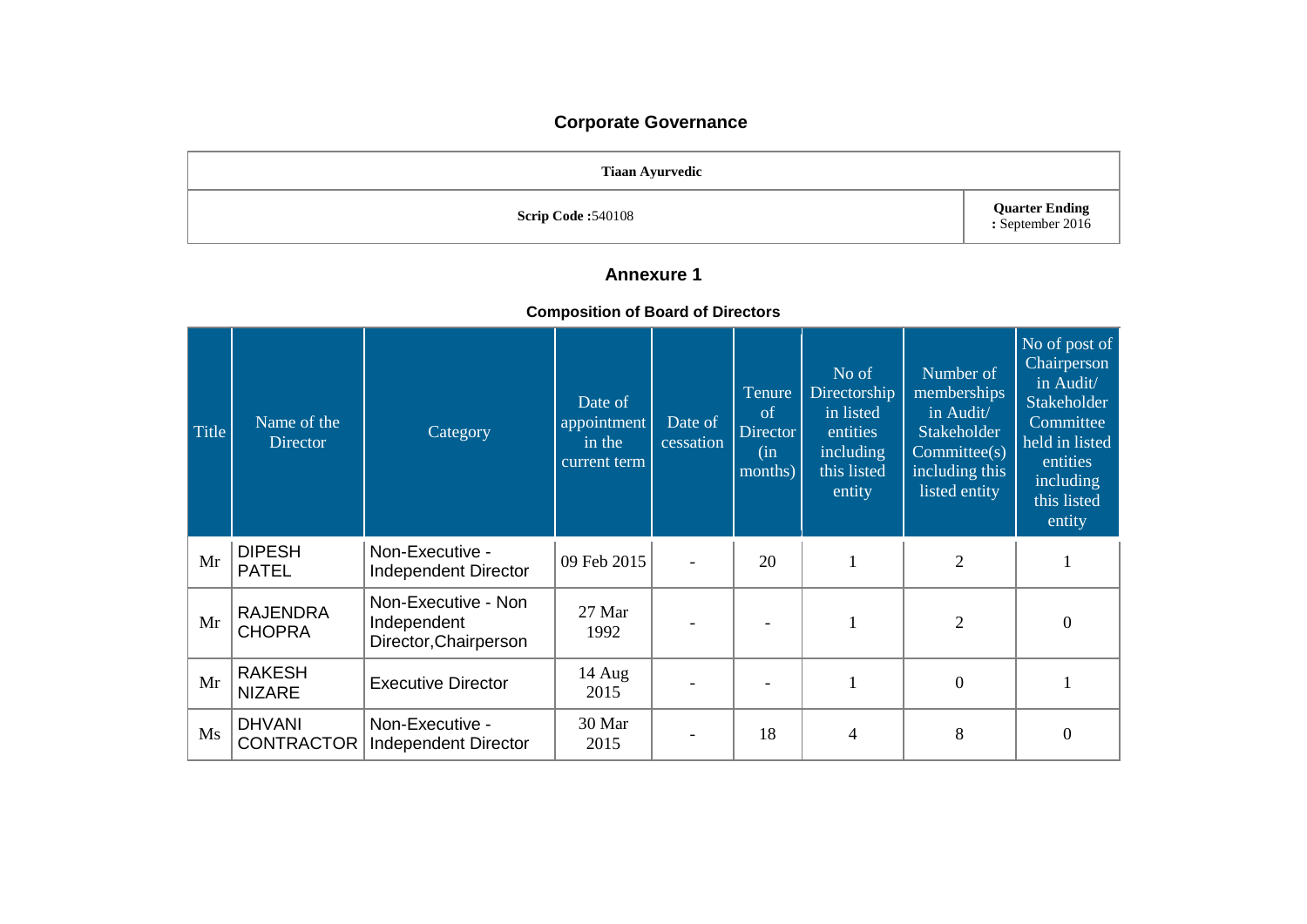## Corporate Governance

| Tiaan Ayurvedic | |
|---|---|
| **Scrip Code :**540108 | **Quarter Ending :** September 2016 |

## Annexure 1

### Composition of Board of Directors

| Title | Name of the Director | Category | Date of appointment in the current term | Date of cessation | Tenure of Director (in months) | No of Directorship in listed entities including this listed entity | Number of memberships in Audit/ Stakeholder Committee(s) including this listed entity | No of post of Chairperson in Audit/ Stakeholder Committee held in listed entities including this listed entity |
|---|---|---|---|---|---|---|---|---|
| Mr | DIPESH PATEL | Non-Executive - Independent Director | 09 Feb 2015 | - | 20 | 1 | 2 | 1 |
| Mr | RAJENDRA CHOPRA | Non-Executive - Non Independent Director,Chairperson | 27 Mar 1992 | - | - | 1 | 2 | 0 |
| Mr | RAKESH NIZARE | Executive Director | 14 Aug 2015 | - | - | 1 | 0 | 1 |
| Ms | DHVANI CONTRACTOR | Non-Executive - Independent Director | 30 Mar 2015 | - | 18 | 4 | 8 | 0 |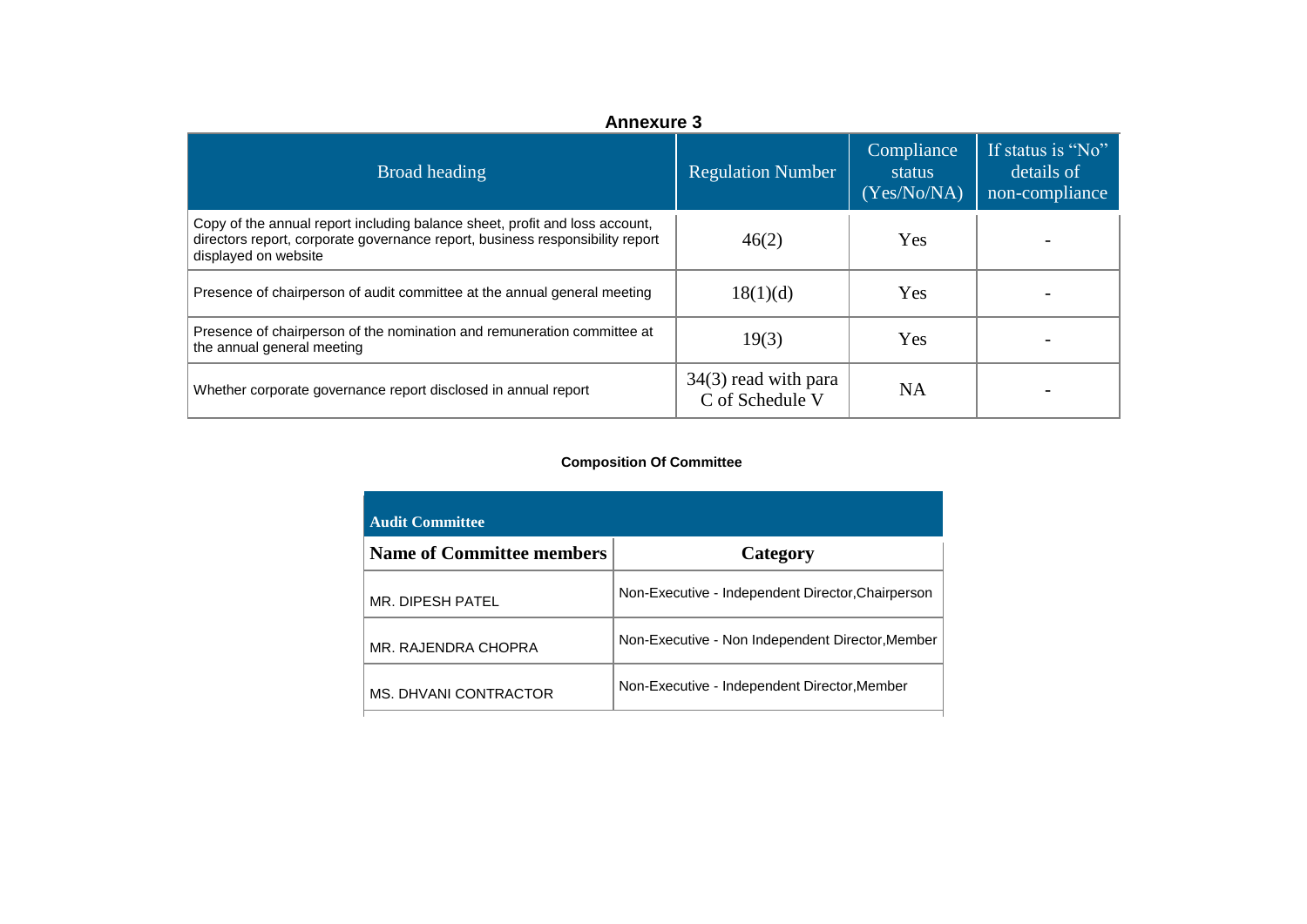## Annexure 3

| Broad heading | Regulation Number | Compliance status (Yes/No/NA) | If status is "No" details of non-compliance |
|---|---|---|---|
| Copy of the annual report including balance sheet, profit and loss account, directors report, corporate governance report, business responsibility report displayed on website | 46(2) | Yes | - |
| Presence of chairperson of audit committee at the annual general meeting | 18(1)(d) | Yes | - |
| Presence of chairperson of the nomination and remuneration committee at the annual general meeting | 19(3) | Yes | - |
| Whether corporate governance report disclosed in annual report | 34(3) read with para C of Schedule V | NA | - |

### Composition Of Committee

**Audit Committee**

| Name of Committee members | Category |
|---|---|
| MR. DIPESH PATEL | Non-Executive - Independent Director,Chairperson |
| MR. RAJENDRA CHOPRA | Non-Executive - Non Independent Director,Member |
| MS. DHVANI CONTRACTOR | Non-Executive - Independent Director,Member |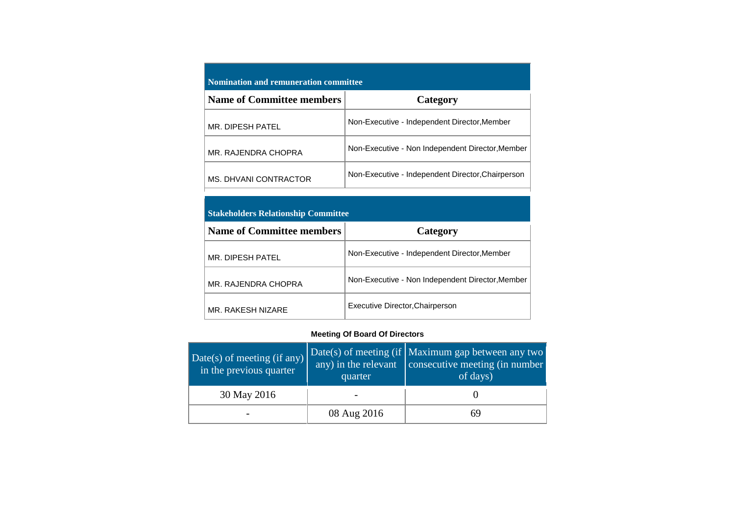**Nomination and remuneration committee**

| Name of Committee members | Category |
|---|---|
| MR. DIPESH PATEL | Non-Executive - Independent Director,Member |
| MR. RAJENDRA CHOPRA | Non-Executive - Non Independent Director,Member |
| MS. DHVANI CONTRACTOR | Non-Executive - Independent Director,Chairperson |

**Stakeholders Relationship Committee**

| Name of Committee members | Category |
|---|---|
| MR. DIPESH PATEL | Non-Executive - Independent Director,Member |
| MR. RAJENDRA CHOPRA | Non-Executive - Non Independent Director,Member |
| MR. RAKESH NIZARE | Executive Director,Chairperson |

**Meeting Of Board Of Directors**

| Date(s) of meeting (if any) in the previous quarter | Date(s) of meeting (if any) in the relevant quarter | Maximum gap between any two consecutive meeting (in number of days) |
|---|---|---|
| 30 May 2016 | - | 0 |
| - | 08 Aug 2016 | 69 |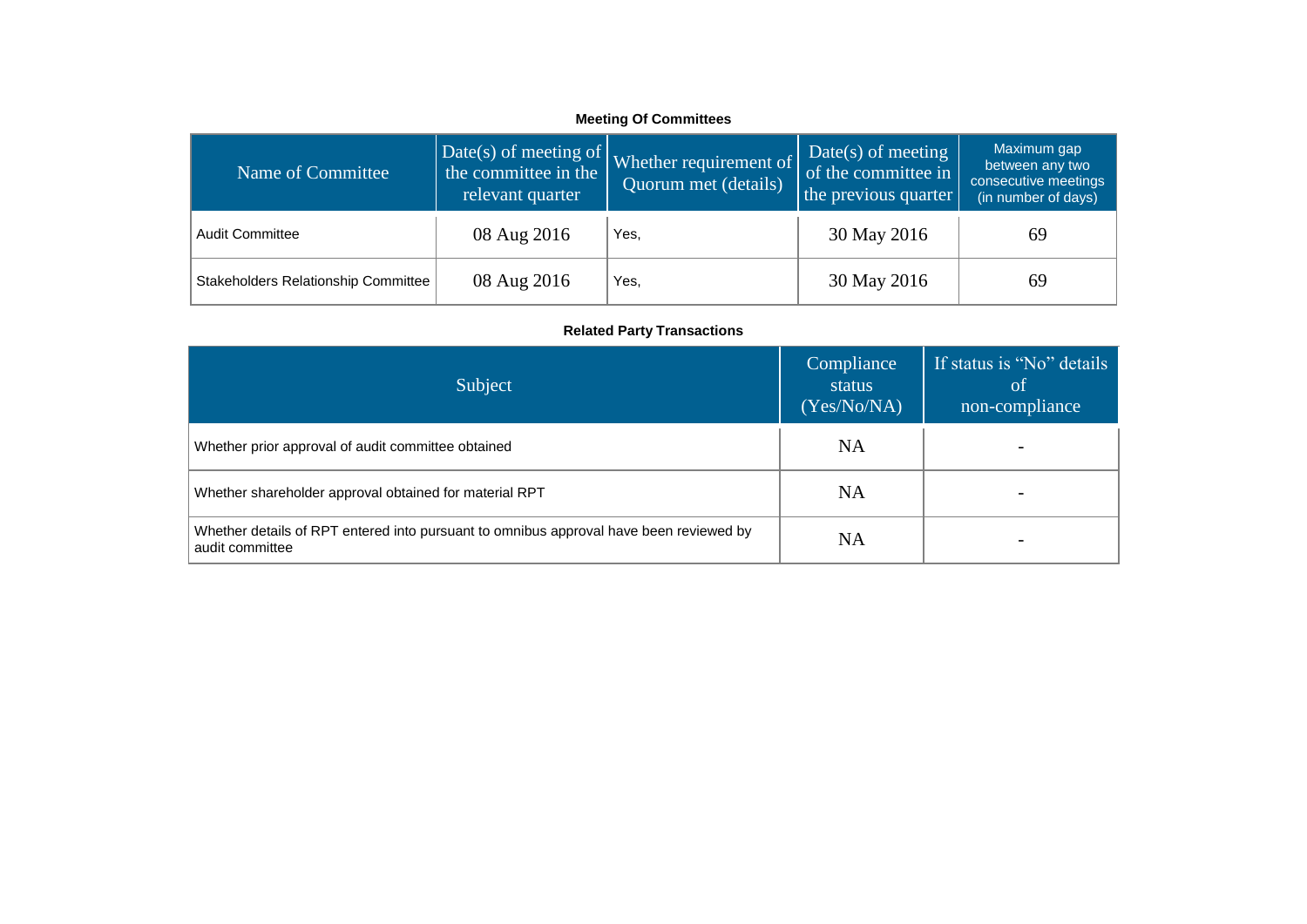**Meeting Of Committees**

| Name of Committee | Date(s) of meeting of the committee in the relevant quarter | Whether requirement of Quorum met (details) | Date(s) of meeting of the committee in the previous quarter | Maximum gap between any two consecutive meetings (in number of days) |
|---|---|---|---|---|
| Audit Committee | 08 Aug 2016 | Yes, | 30 May 2016 | 69 |
| Stakeholders Relationship Committee | 08 Aug 2016 | Yes, | 30 May 2016 | 69 |

**Related Party Transactions**

| Subject | Compliance status (Yes/No/NA) | If status is “No” details of non-compliance |
|---|---|---|
| Whether prior approval of audit committee obtained | NA | - |
| Whether shareholder approval obtained for material RPT | NA | - |
| Whether details of RPT entered into pursuant to omnibus approval have been reviewed by audit committee | NA | - |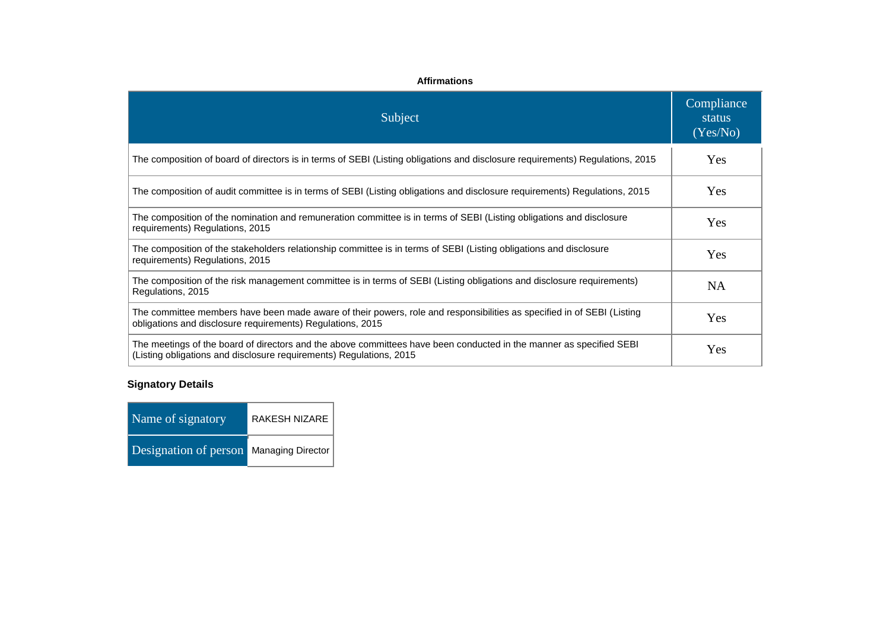**Affirmations**

| Subject | Compliance status (Yes/No) |
|---|---|
| The composition of board of directors is in terms of SEBI (Listing obligations and disclosure requirements) Regulations, 2015 | Yes |
| The composition of audit committee is in terms of SEBI (Listing obligations and disclosure requirements) Regulations, 2015 | Yes |
| The composition of the nomination and remuneration committee is in terms of SEBI (Listing obligations and disclosure requirements) Regulations, 2015 | Yes |
| The composition of the stakeholders relationship committee is in terms of SEBI (Listing obligations and disclosure requirements) Regulations, 2015 | Yes |
| The composition of the risk management committee is in terms of SEBI (Listing obligations and disclosure requirements) Regulations, 2015 | NA |
| The committee members have been made aware of their powers, role and responsibilities as specified in of SEBI (Listing obligations and disclosure requirements) Regulations, 2015 | Yes |
| The meetings of the board of directors and the above committees have been conducted in the manner as specified SEBI (Listing obligations and disclosure requirements) Regulations, 2015 | Yes |

**Signatory Details**

| | |
|---|---|
| Name of signatory | RAKESH NIZARE |
| Designation of person | Managing Director |